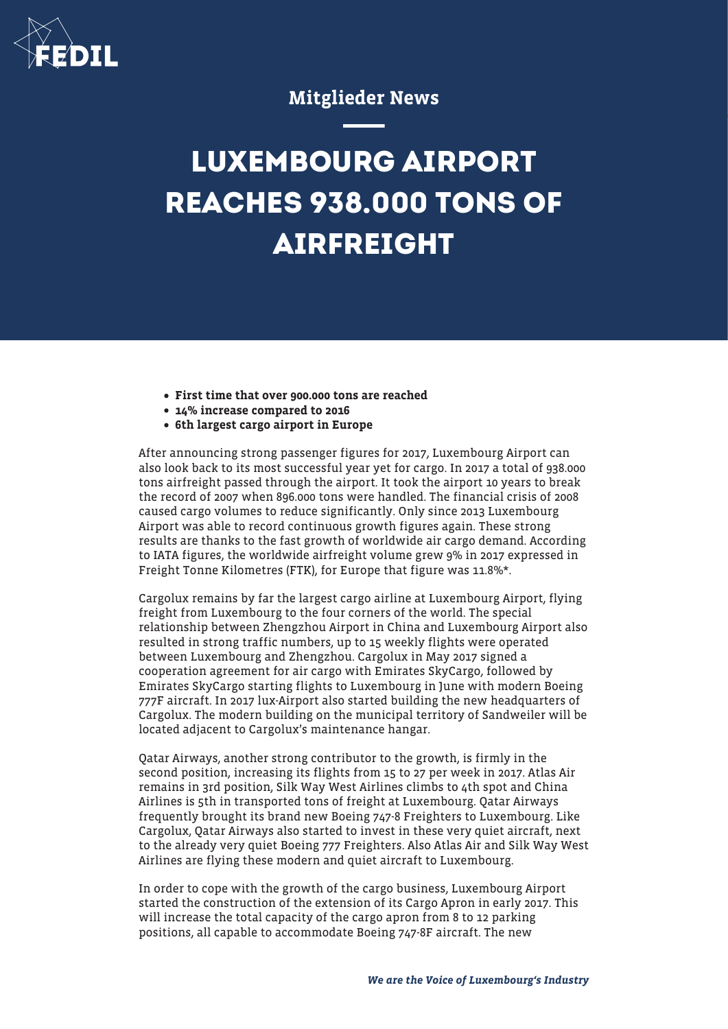Mitglieder News

# LUXEMBOURG AIRPORT REACHES 938.000 TONS OF AIRFREIGHT

- **First time that over 900.000 tons are reached**
- **14% increase compared to 2016**
- **6th largest cargo airport in Europe**

After announcing strong passenger figures for 2017, Luxembourg Airport can also look back to its most successful year yet for cargo. In 2017 a total of 938.000 tons airfreight passed through the airport. It took the airport 10 years to break the record of 2007 when 896.000 tons were handled. The financial crisis of 2008 caused cargo volumes to reduce significantly. Only since 2013 Luxembourg Airport was able to record continuous growth figures again. These strong results are thanks to the fast growth of worldwide air cargo demand. According to IATA figures, the worldwide airfreight volume grew 9% in 2017 expressed in Freight Tonne Kilometres (FTK), for Europe that figure was 11.8%*.

Cargolux remains by far the largest cargo airline at Luxembourg Airport, flying freight from Luxembourg to the four corners of the world. The special relationship between Zhengzhou Airport in China and Luxembourg Airport also resulted in strong traffic numbers, up to 15 weekly flights were operated between Luxembourg and Zhengzhou. Cargolux in May 2017 signed a cooperation agreement for air cargo with Emirates SkyCargo, followed by Emirates SkyCargo starting flights to Luxembourg in June with modern Boeing 777F aircraft. In 2017 lux-Airport also started building the new headquarters of Cargolux. The modern building on the municipal territory of Sandweiler will be located adjacent to Cargolux's maintenance hangar.

Qatar Airways, another strong contributor to the growth, is firmly in the second position, increasing its flights from 15 to 27 per week in 2017. Atlas Air remains in 3rd position, Silk Way West Airlines climbs to 4th spot and China Airlines is 5th in transported tons of freight at Luxembourg. Qatar Airways frequently brought its brand new Boeing 747-8 Freighters to Luxembourg. Like Cargolux, Qatar Airways also started to invest in these very quiet aircraft, next to the already very quiet Boeing 777 Freighters. Also Atlas Air and Silk Way West Airlines are flying these modern and quiet aircraft to Luxembourg.

In order to cope with the growth of the cargo business, Luxembourg Airport started the construction of the extension of its Cargo Apron in early 2017. This will increase the total capacity of the cargo apron from 8 to 12 parking positions, all capable to accommodate Boeing 747-8F aircraft. The new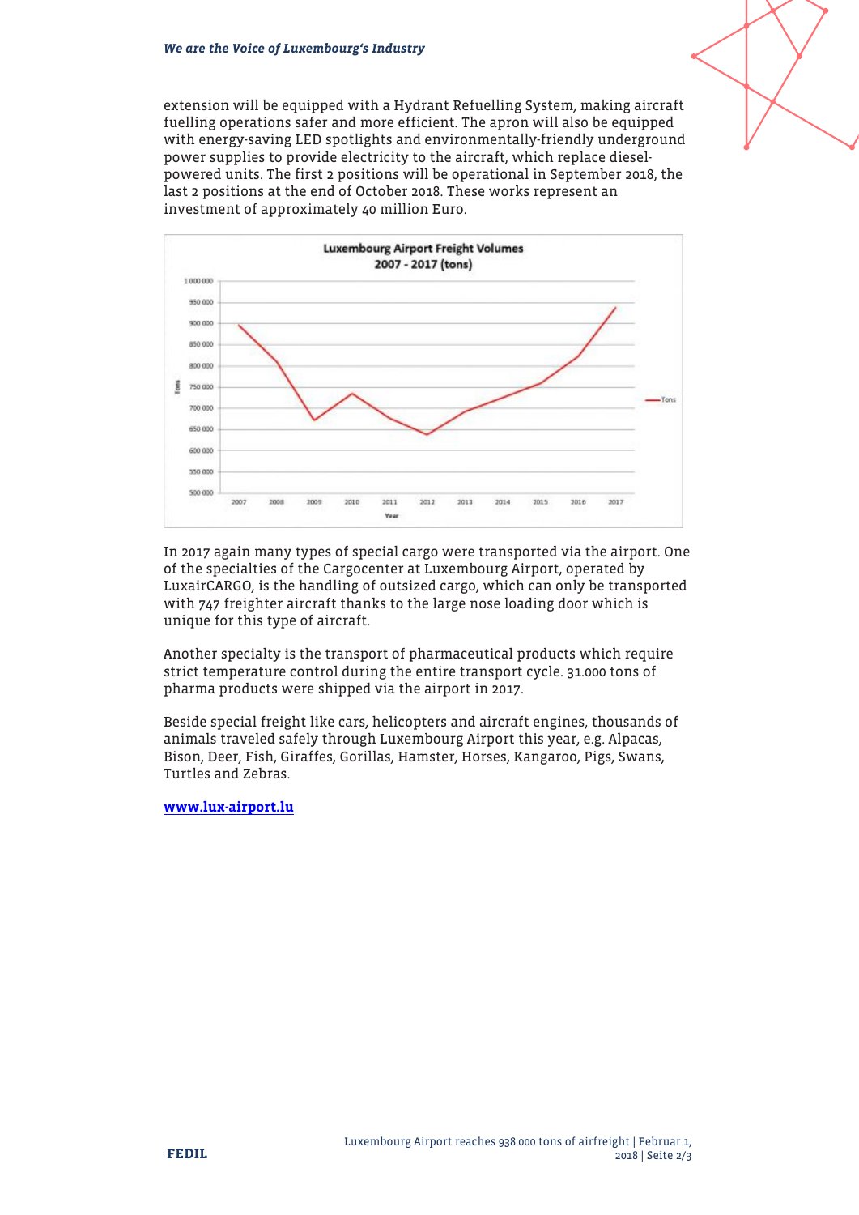extension will be equipped with a Hydrant Refuelling System, making aircraft fuelling operations safer and more efficient. The apron will also be equipped with energy-saving LED spotlights and environmentally-friendly underground power supplies to provide electricity to the aircraft, which replace diesel-powered units. The first 2 positions will be operational in September 2018, the last 2 positions at the end of October 2018. These works represent an investment of approximately 40 million Euro.

In 2017 again many types of special cargo were transported via the airport. One of the specialties of the Cargocenter at Luxembourg Airport, operated by LuxairCARGO, is the handling of outsized cargo, which can only be transported with 747 freighter aircraft thanks to the large nose loading door which is unique for this type of aircraft.

Another specialty is the transport of pharmaceutical products which require strict temperature control during the entire transport cycle. 31.000 tons of pharma products were shipped via the airport in 2017.

Beside special freight like cars, helicopters and aircraft engines, thousands of animals traveled safely through Luxembourg Airport this year, e.g. Alpacas, Bison, Deer, Fish, Giraffes, Gorillas, Hamster, Horses, Kangaroo, Pigs, Swans, Turtles and Zebras.

[www.lux-airport.lu](http://www.lux-airport.lu)